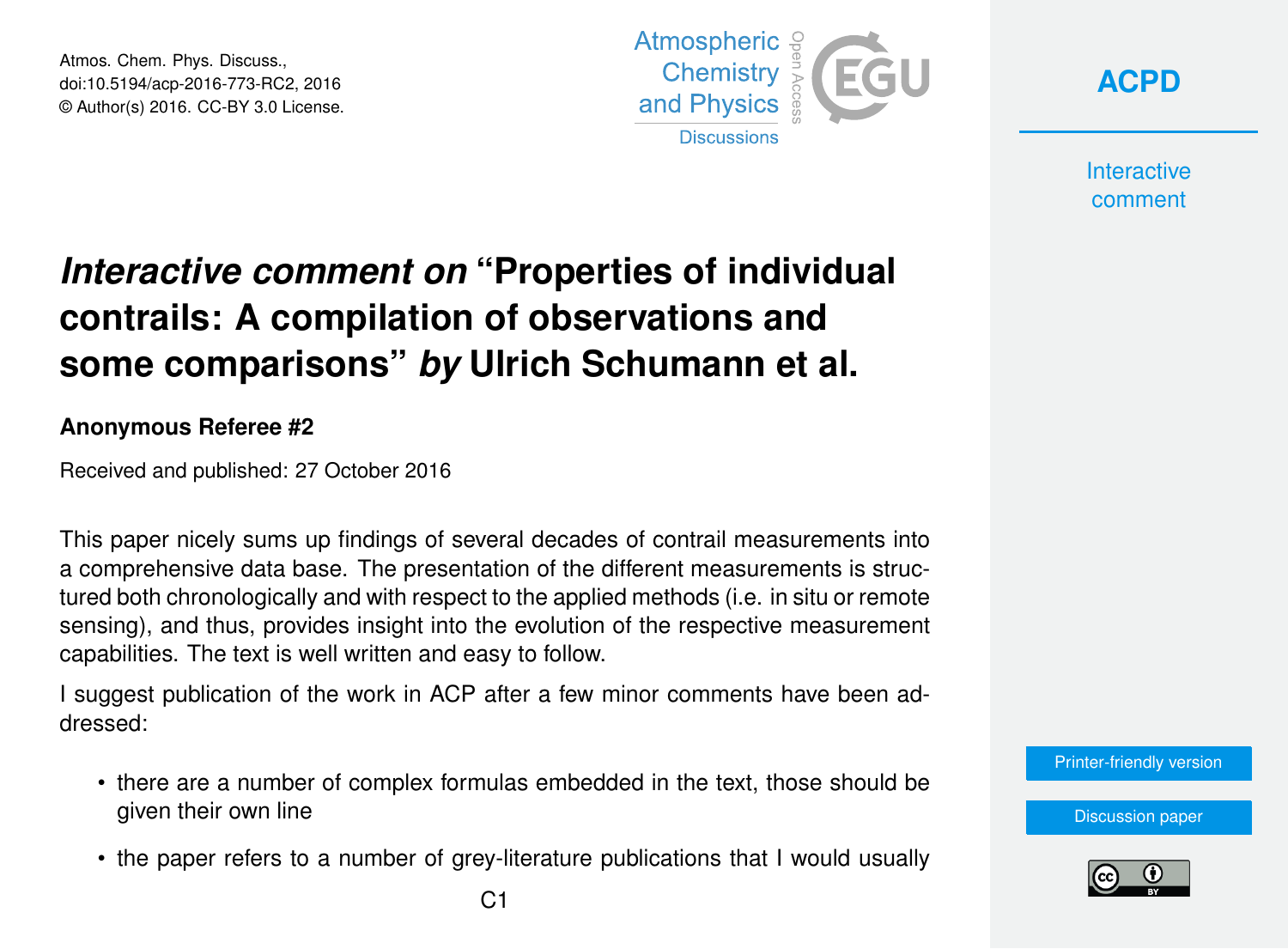# *Interactive comment on* "Properties of individual contrails: A compilation of observations and some comparisons" *by* Ulrich Schumann et al.

**Anonymous Referee #2**

Received and published: 27 October 2016

This paper nicely sums up findings of several decades of contrail measurements into a comprehensive data base. The presentation of the different measurements is structured both chronologically and with respect to the applied methods (i.e. in situ or remote sensing), and thus, provides insight into the evolution of the respective measurement capabilities. The text is well written and easy to follow.

I suggest publication of the work in ACP after a few minor comments have been addressed:

- there are a number of complex formulas embedded in the text, those should be given their own line
- the paper refers to a number of grey-literature publications that I would usually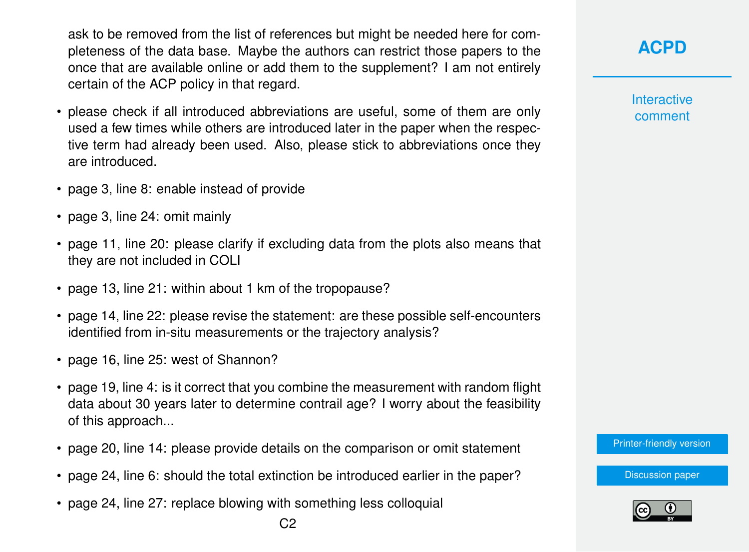ask to be removed from the list of references but might be needed here for completeness of the data base. Maybe the authors can restrict those papers to the once that are available online or add them to the supplement? I am not entirely certain of the ACP policy in that regard.

- please check if all introduced abbreviations are useful, some of them are only used a few times while others are introduced later in the paper when the respective term had already been used. Also, please stick to abbreviations once they are introduced.
- page 3, line 8: enable instead of provide
- page 3, line 24: omit mainly
- page 11, line 20: please clarify if excluding data from the plots also means that they are not included in COLI
- page 13, line 21: within about 1 km of the tropopause?
- page 14, line 22: please revise the statement: are these possible self-encounters identified from in-situ measurements or the trajectory analysis?
- page 16, line 25: west of Shannon?
- page 19, line 4: is it correct that you combine the measurement with random flight data about 30 years later to determine contrail age? I worry about the feasibility of this approach...
- page 20, line 14: please provide details on the comparison or omit statement
- page 24, line 6: should the total extinction be introduced earlier in the paper?
- page 24, line 27: replace blowing with something less colloquial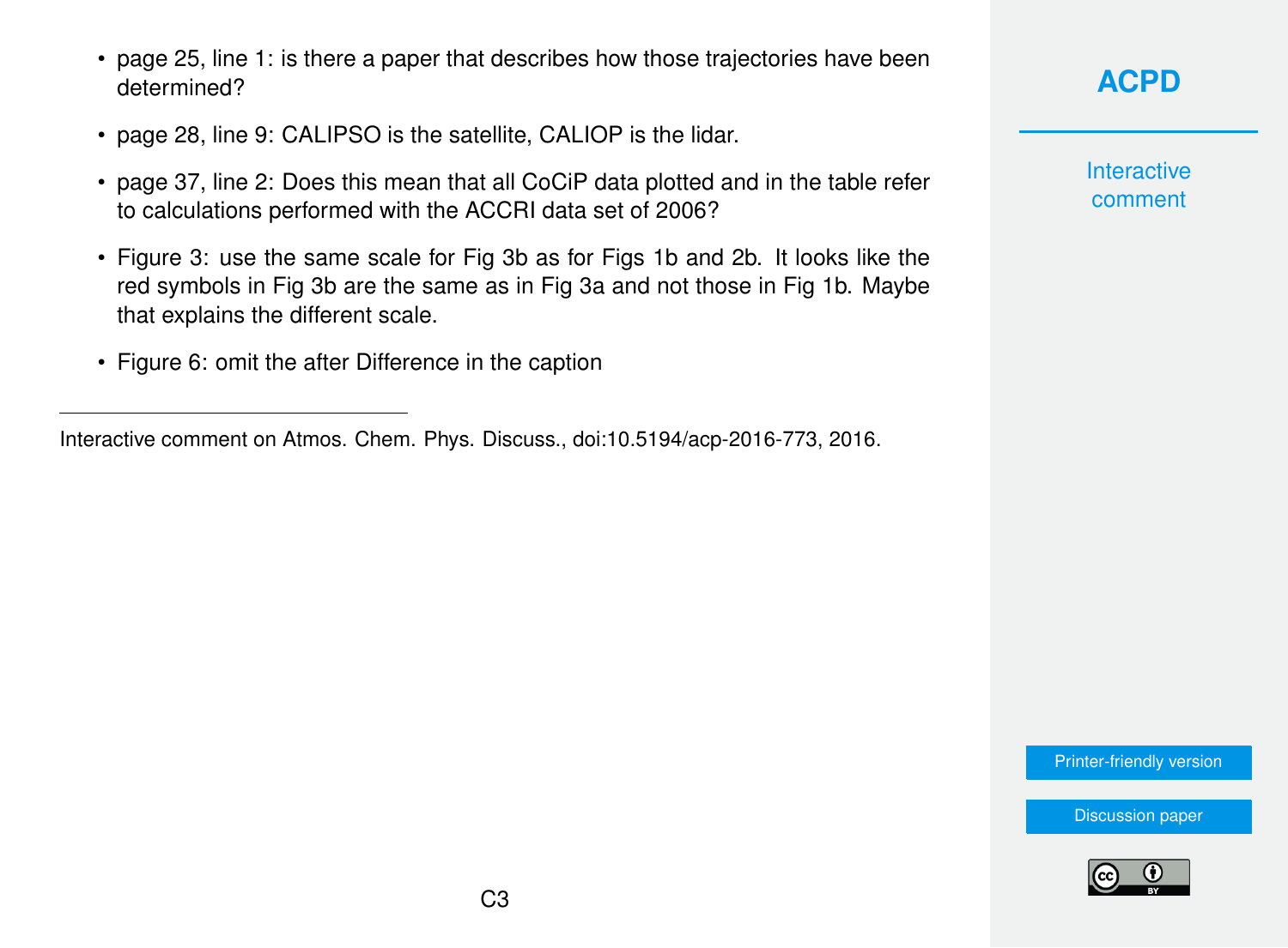- page 25, line 1: is there a paper that describes how those trajectories have been determined?
- page 28, line 9: CALIPSO is the satellite, CALIOP is the lidar.
- page 37, line 2: Does this mean that all CoCiP data plotted and in the table refer to calculations performed with the ACCRI data set of 2006?
- Figure 3: use the same scale for Fig 3b as for Figs 1b and 2b. It looks like the red symbols in Fig 3b are the same as in Fig 3a and not those in Fig 1b. Maybe that explains the different scale.
- Figure 6: omit the after Difference in the caption

---

Interactive comment on Atmos. Chem. Phys. Discuss., doi:10.5194/acp-2016-773, 2016.